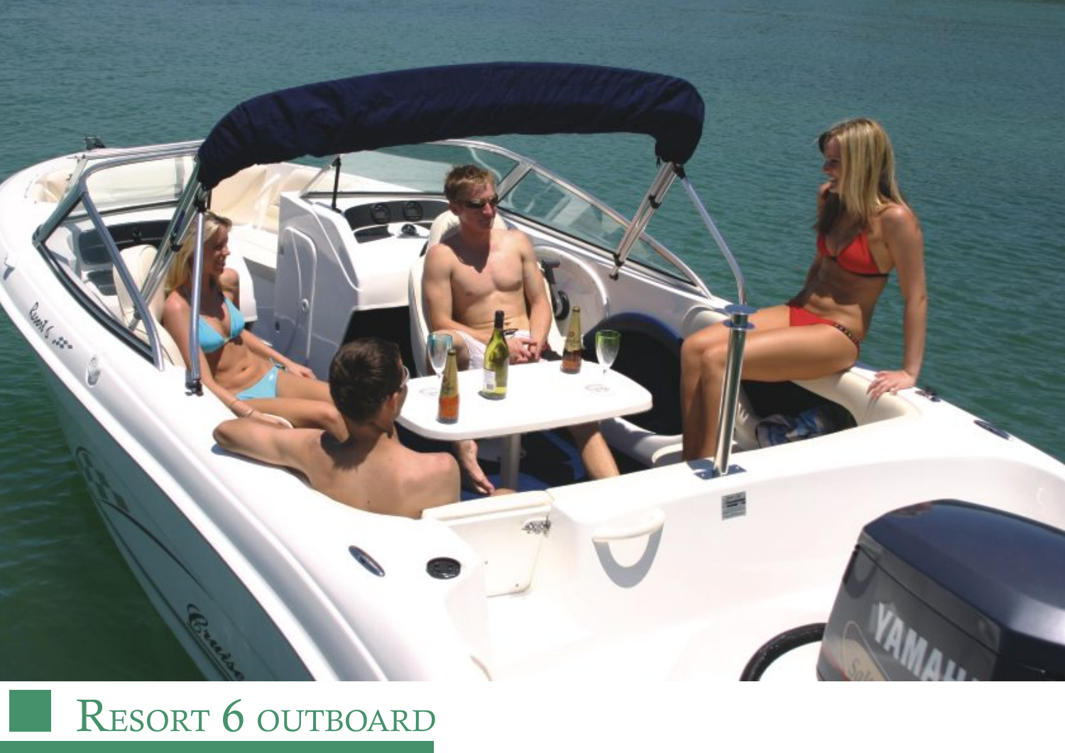# Resort 6 outboard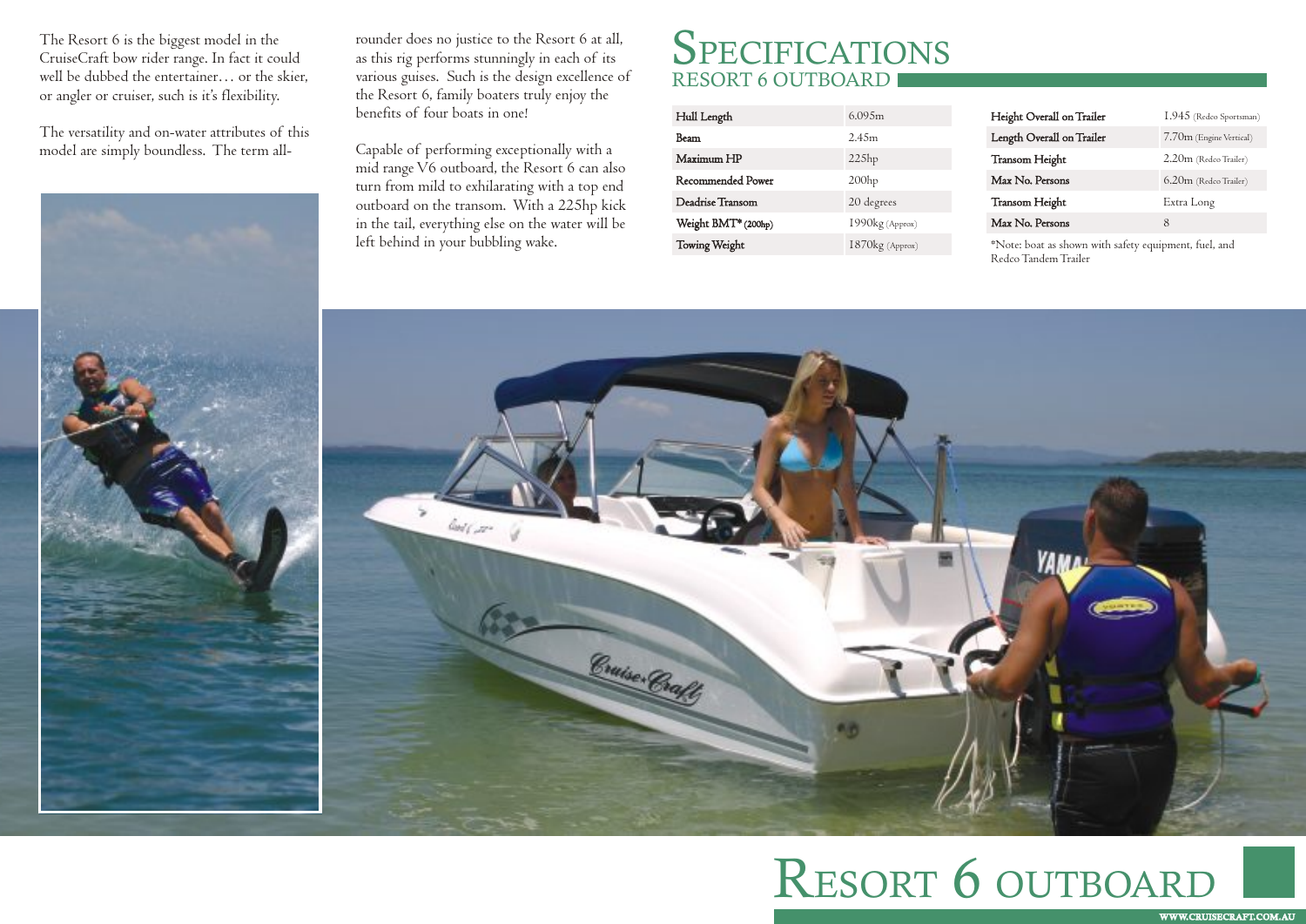The Resort 6 is the biggest model in the CruiseCraft bow rider range. In fact it could well be dubbed the entertainer… or the skier, or angler or cruiser, such is it's flexibility.

The versatility and on-water attributes of this model are simply boundless. The term all-rounder does no justice to the Resort 6 at all, as this rig performs stunningly in each of its various guises. Such is the design excellence of the Resort 6, family boaters truly enjoy the benefits of four boats in one!

Capable of performing exceptionally with a mid range V6 outboard, the Resort 6 can also turn from mild to exhilarating with a top end outboard on the transom. With a 225hp kick in the tail, everything else on the water will be left behind in your bubbling wake.

# Specifications

## Resort 6 Outboard

| | |
|---|---|
| Hull Length | 6.095m |
| Beam | 2.45m |
| Maximum HP | 225hp |
| Recommended Power | 200hp |
| Deadrise Transom | 20 degrees |
| Weight BMT* (200hp) | 1990kg (Approx) |
| Towing Weight | 1870kg (Approx) |

| | |
|---|---|
| Height Overall on Trailer | 1.945 (Redco Sportsman) |
| Length Overall on Trailer | 7.70m (Engine Vertical) |
| Transom Height | 2.20m (Redco Trailer) |
| Max No. Persons | 6.20m (Redco Trailer) |
| Transom Height | Extra Long |
| Max No. Persons | 8 |

*Note: boat as shown with safety equipment, fuel, and Redco Tandem Trailer

# Resort 6 outboard

WWW.CRUISECRAFT.COM.AU